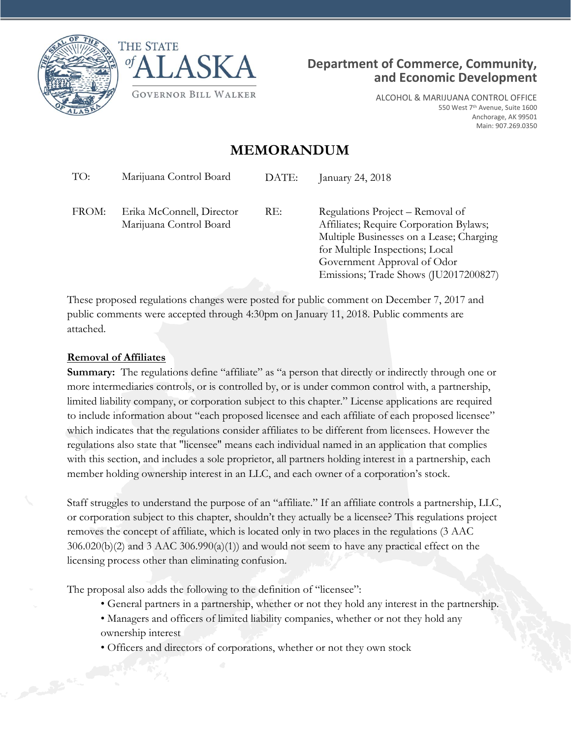THE STATE of ALASKA

GOVERNOR BILL WALKER

**Department of Commerce, Community, and Economic Development**

ALCOHOL & MARIJUANA CONTROL OFFICE
550 West 7th Avenue, Suite 1600
Anchorage, AK 99501
Main: 907.269.0350

# MEMORANDUM

| | | | |
|---|---|---|---|
| TO: | Marijuana Control Board | DATE: | January 24, 2018 |
| FROM: | Erika McConnell, Director<br>Marijuana Control Board | RE: | Regulations Project – Removal of Affiliates; Require Corporation Bylaws; Multiple Businesses on a Lease; Charging for Multiple Inspections; Local Government Approval of Odor Emissions; Trade Shows (JU2017200827) |

These proposed regulations changes were posted for public comment on December 7, 2017 and public comments were accepted through 4:30pm on January 11, 2018. Public comments are attached.

**<u>Removal of Affiliates</u>**

**Summary:** The regulations define "affiliate" as "a person that directly or indirectly through one or more intermediaries controls, or is controlled by, or is under common control with, a partnership, limited liability company, or corporation subject to this chapter." License applications are required to include information about "each proposed licensee and each affiliate of each proposed licensee" which indicates that the regulations consider affiliates to be different from licensees. However the regulations also state that "licensee" means each individual named in an application that complies with this section, and includes a sole proprietor, all partners holding interest in a partnership, each member holding ownership interest in an LLC, and each owner of a corporation's stock.

Staff struggles to understand the purpose of an "affiliate." If an affiliate controls a partnership, LLC, or corporation subject to this chapter, shouldn't they actually be a licensee? This regulations project removes the concept of affiliate, which is located only in two places in the regulations (3 AAC 306.020(b)(2) and 3 AAC 306.990(a)(1)) and would not seem to have any practical effect on the licensing process other than eliminating confusion.

The proposal also adds the following to the definition of "licensee":

- General partners in a partnership, whether or not they hold any interest in the partnership.
- Managers and officers of limited liability companies, whether or not they hold any ownership interest
- Officers and directors of corporations, whether or not they own stock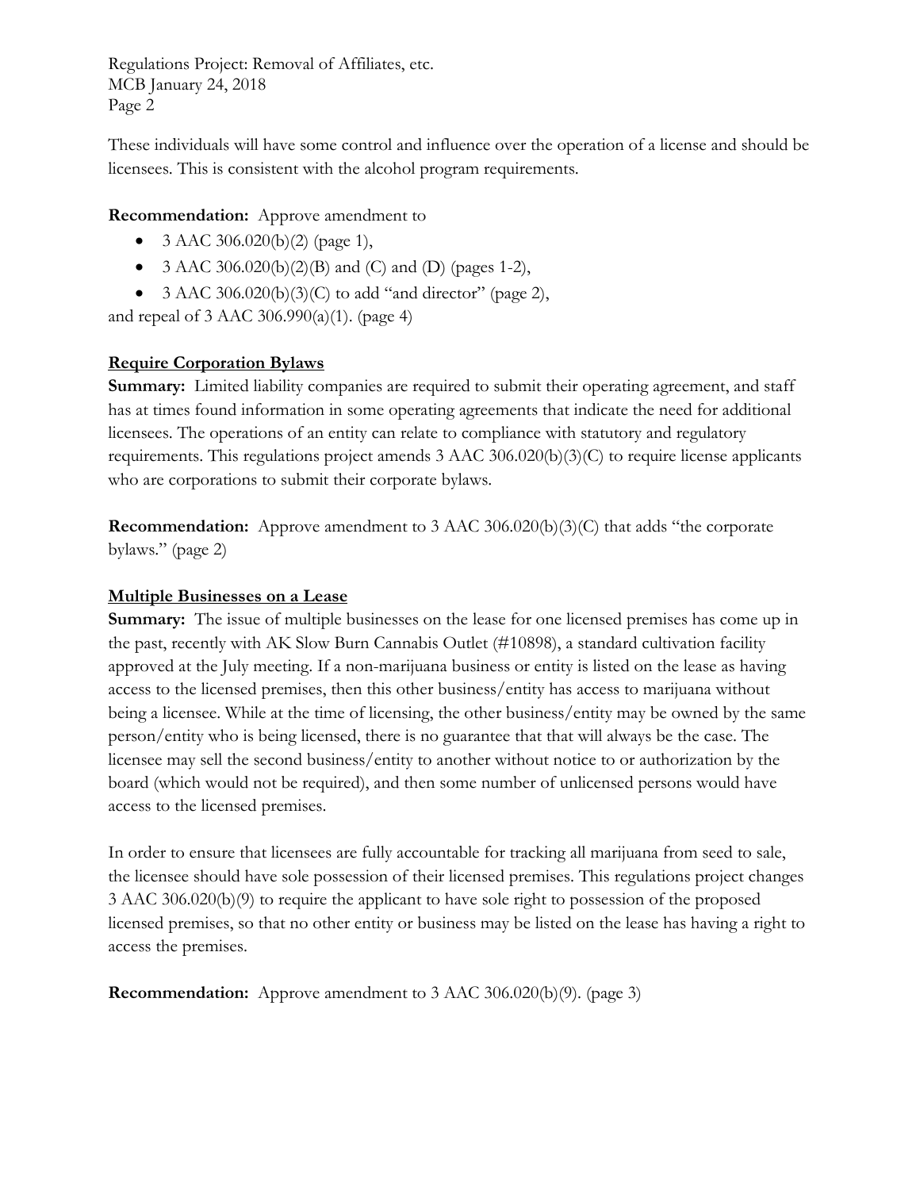These individuals will have some control and influence over the operation of a license and should be licensees. This is consistent with the alcohol program requirements.

**Recommendation:** Approve amendment to

- 3 AAC 306.020(b)(2) (page 1),
- 3 AAC 306.020(b)(2)(B) and (C) and (D) (pages 1-2),
- 3 AAC 306.020(b)(3)(C) to add "and director" (page 2),

and repeal of 3 AAC 306.990(a)(1). (page 4)

**Require Corporation Bylaws**

**Summary:** Limited liability companies are required to submit their operating agreement, and staff has at times found information in some operating agreements that indicate the need for additional licensees. The operations of an entity can relate to compliance with statutory and regulatory requirements. This regulations project amends 3 AAC 306.020(b)(3)(C) to require license applicants who are corporations to submit their corporate bylaws.

**Recommendation:** Approve amendment to 3 AAC 306.020(b)(3)(C) that adds "the corporate bylaws." (page 2)

**Multiple Businesses on a Lease**

**Summary:** The issue of multiple businesses on the lease for one licensed premises has come up in the past, recently with AK Slow Burn Cannabis Outlet (#10898), a standard cultivation facility approved at the July meeting. If a non-marijuana business or entity is listed on the lease as having access to the licensed premises, then this other business/entity has access to marijuana without being a licensee. While at the time of licensing, the other business/entity may be owned by the same person/entity who is being licensed, there is no guarantee that that will always be the case. The licensee may sell the second business/entity to another without notice to or authorization by the board (which would not be required), and then some number of unlicensed persons would have access to the licensed premises.

In order to ensure that licensees are fully accountable for tracking all marijuana from seed to sale, the licensee should have sole possession of their licensed premises. This regulations project changes 3 AAC 306.020(b)(9) to require the applicant to have sole right to possession of the proposed licensed premises, so that no other entity or business may be listed on the lease has having a right to access the premises.

**Recommendation:** Approve amendment to 3 AAC 306.020(b)(9). (page 3)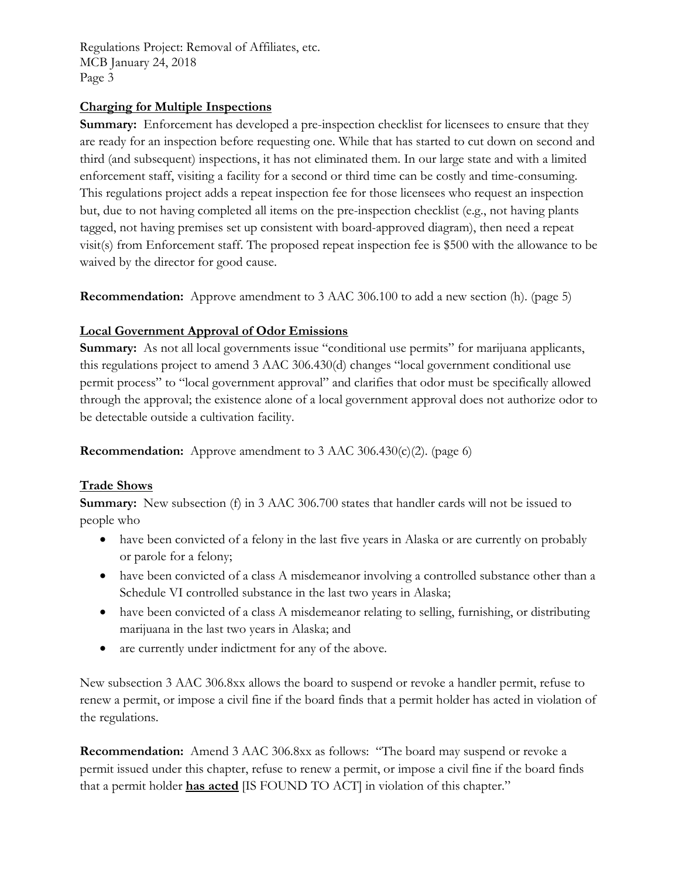**Charging for Multiple Inspections**

**Summary:** Enforcement has developed a pre-inspection checklist for licensees to ensure that they are ready for an inspection before requesting one. While that has started to cut down on second and third (and subsequent) inspections, it has not eliminated them. In our large state and with a limited enforcement staff, visiting a facility for a second or third time can be costly and time-consuming. This regulations project adds a repeat inspection fee for those licensees who request an inspection but, due to not having completed all items on the pre-inspection checklist (e.g., not having plants tagged, not having premises set up consistent with board-approved diagram), then need a repeat visit(s) from Enforcement staff. The proposed repeat inspection fee is $500 with the allowance to be waived by the director for good cause.

**Recommendation:** Approve amendment to 3 AAC 306.100 to add a new section (h). (page 5)

**Local Government Approval of Odor Emissions**

**Summary:** As not all local governments issue "conditional use permits" for marijuana applicants, this regulations project to amend 3 AAC 306.430(d) changes "local government conditional use permit process" to "local government approval" and clarifies that odor must be specifically allowed through the approval; the existence alone of a local government approval does not authorize odor to be detectable outside a cultivation facility.

**Recommendation:** Approve amendment to 3 AAC 306.430(c)(2). (page 6)

**Trade Shows**

**Summary:** New subsection (f) in 3 AAC 306.700 states that handler cards will not be issued to people who

- have been convicted of a felony in the last five years in Alaska or are currently on probably or parole for a felony;
- have been convicted of a class A misdemeanor involving a controlled substance other than a Schedule VI controlled substance in the last two years in Alaska;
- have been convicted of a class A misdemeanor relating to selling, furnishing, or distributing marijuana in the last two years in Alaska; and
- are currently under indictment for any of the above.

New subsection 3 AAC 306.8xx allows the board to suspend or revoke a handler permit, refuse to renew a permit, or impose a civil fine if the board finds that a permit holder has acted in violation of the regulations.

**Recommendation:** Amend 3 AAC 306.8xx as follows: "The board may suspend or revoke a permit issued under this chapter, refuse to renew a permit, or impose a civil fine if the board finds that a permit holder **has acted** [IS FOUND TO ACT] in violation of this chapter."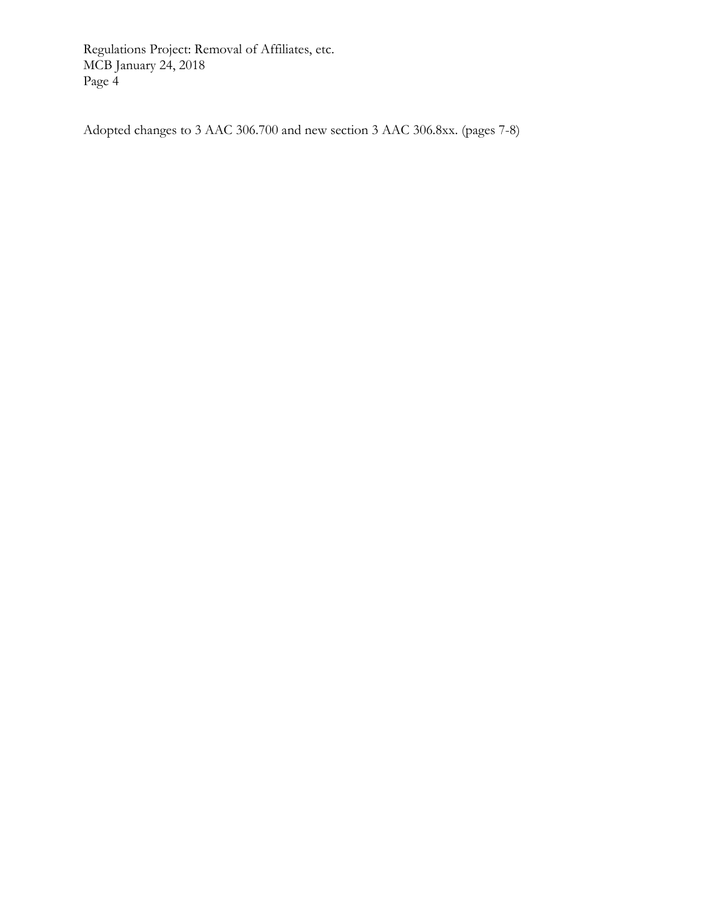Adopted changes to 3 AAC 306.700 and new section 3 AAC 306.8xx. (pages 7-8)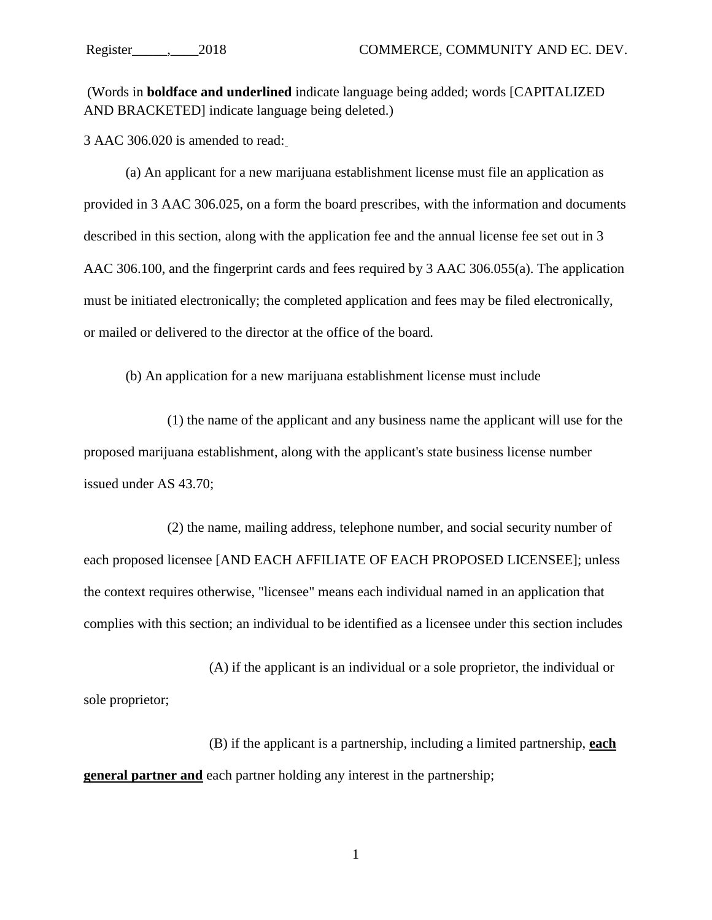(Words in **boldface and underlined** indicate language being added; words [CAPITALIZED AND BRACKETED] indicate language being deleted.)

3 AAC 306.020 is amended to read:

(a) An applicant for a new marijuana establishment license must file an application as provided in 3 AAC 306.025, on a form the board prescribes, with the information and documents described in this section, along with the application fee and the annual license fee set out in 3 AAC 306.100, and the fingerprint cards and fees required by 3 AAC 306.055(a). The application must be initiated electronically; the completed application and fees may be filed electronically, or mailed or delivered to the director at the office of the board.

(b) An application for a new marijuana establishment license must include

(1) the name of the applicant and any business name the applicant will use for the proposed marijuana establishment, along with the applicant's state business license number issued under AS 43.70;

(2) the name, mailing address, telephone number, and social security number of each proposed licensee [AND EACH AFFILIATE OF EACH PROPOSED LICENSEE]; unless the context requires otherwise, "licensee" means each individual named in an application that complies with this section; an individual to be identified as a licensee under this section includes

(A) if the applicant is an individual or a sole proprietor, the individual or sole proprietor;

(B) if the applicant is a partnership, including a limited partnership, **<u>each general partner and</u>** each partner holding any interest in the partnership;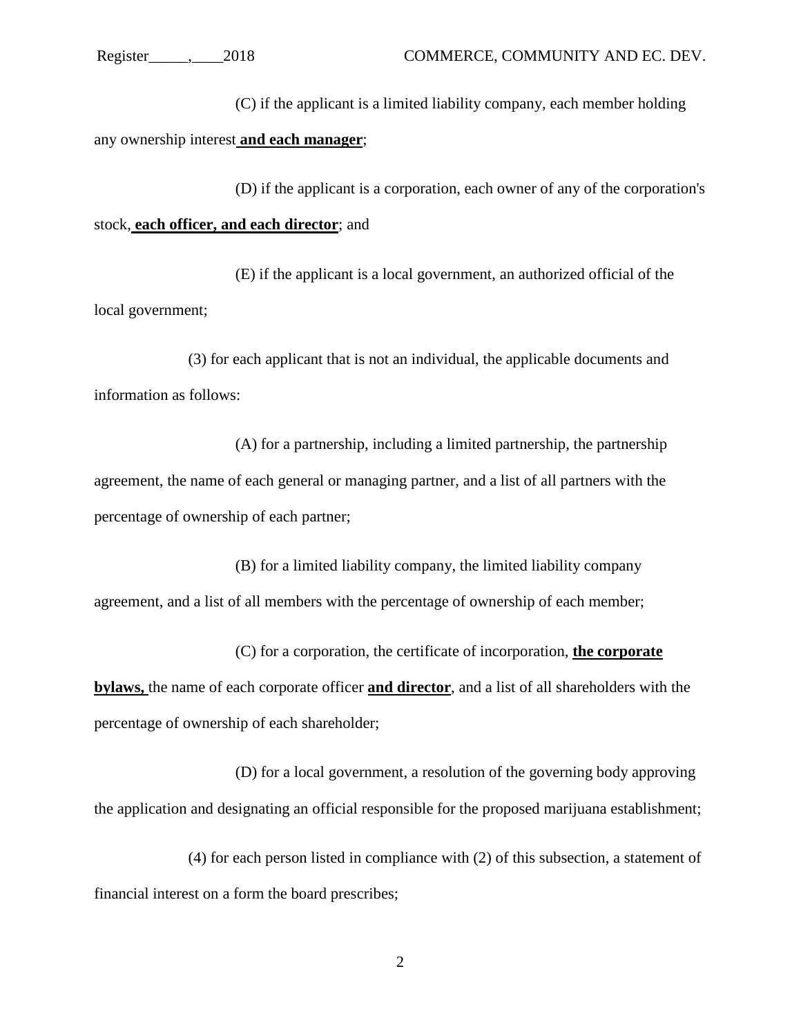(C) if the applicant is a limited liability company, each member holding any ownership interest **<u>and each manager</u>**;

(D) if the applicant is a corporation, each owner of any of the corporation's stock, **<u>each officer, and each director</u>**; and

(E) if the applicant is a local government, an authorized official of the local government;

(3) for each applicant that is not an individual, the applicable documents and information as follows:

(A) for a partnership, including a limited partnership, the partnership agreement, the name of each general or managing partner, and a list of all partners with the percentage of ownership of each partner;

(B) for a limited liability company, the limited liability company agreement, and a list of all members with the percentage of ownership of each member;

(C) for a corporation, the certificate of incorporation, **<u>the corporate bylaws,</u>** the name of each corporate officer **<u>and director</u>**, and a list of all shareholders with the percentage of ownership of each shareholder;

(D) for a local government, a resolution of the governing body approving the application and designating an official responsible for the proposed marijuana establishment;

(4) for each person listed in compliance with (2) of this subsection, a statement of financial interest on a form the board prescribes;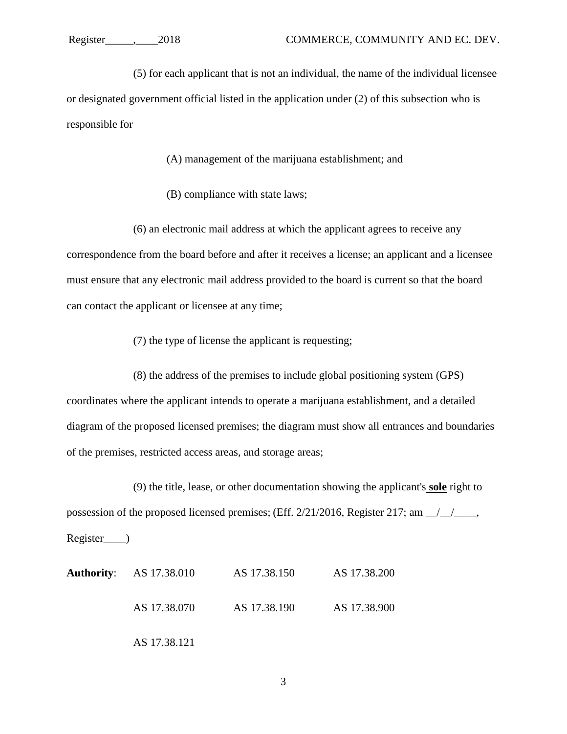(5) for each applicant that is not an individual, the name of the individual licensee or designated government official listed in the application under (2) of this subsection who is responsible for

(A) management of the marijuana establishment; and

(B) compliance with state laws;

(6) an electronic mail address at which the applicant agrees to receive any correspondence from the board before and after it receives a license; an applicant and a licensee must ensure that any electronic mail address provided to the board is current so that the board can contact the applicant or licensee at any time;

(7) the type of license the applicant is requesting;

(8) the address of the premises to include global positioning system (GPS) coordinates where the applicant intends to operate a marijuana establishment, and a detailed diagram of the proposed licensed premises; the diagram must show all entrances and boundaries of the premises, restricted access areas, and storage areas;

(9) the title, lease, or other documentation showing the applicant's **<u>sole</u>** right to possession of the proposed licensed premises; (Eff. 2/21/2016, Register 217; am __/__/____, Register____)

**Authority**: AS 17.38.010 AS 17.38.150 AS 17.38.200

AS 17.38.070 AS 17.38.190 AS 17.38.900

AS 17.38.121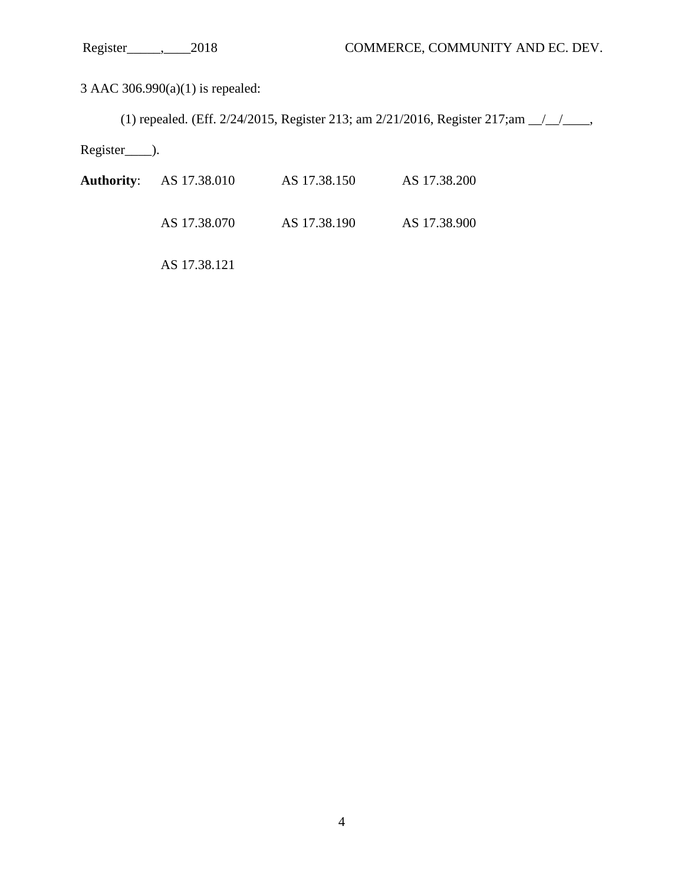3 AAC 306.990(a)(1) is repealed:

(1) repealed. (Eff. 2/24/2015, Register 213; am 2/21/2016, Register 217;am __/__/____, Register____).

**Authority**: AS 17.38.010 AS 17.38.150 AS 17.38.200

AS 17.38.070 AS 17.38.190 AS 17.38.900

AS 17.38.121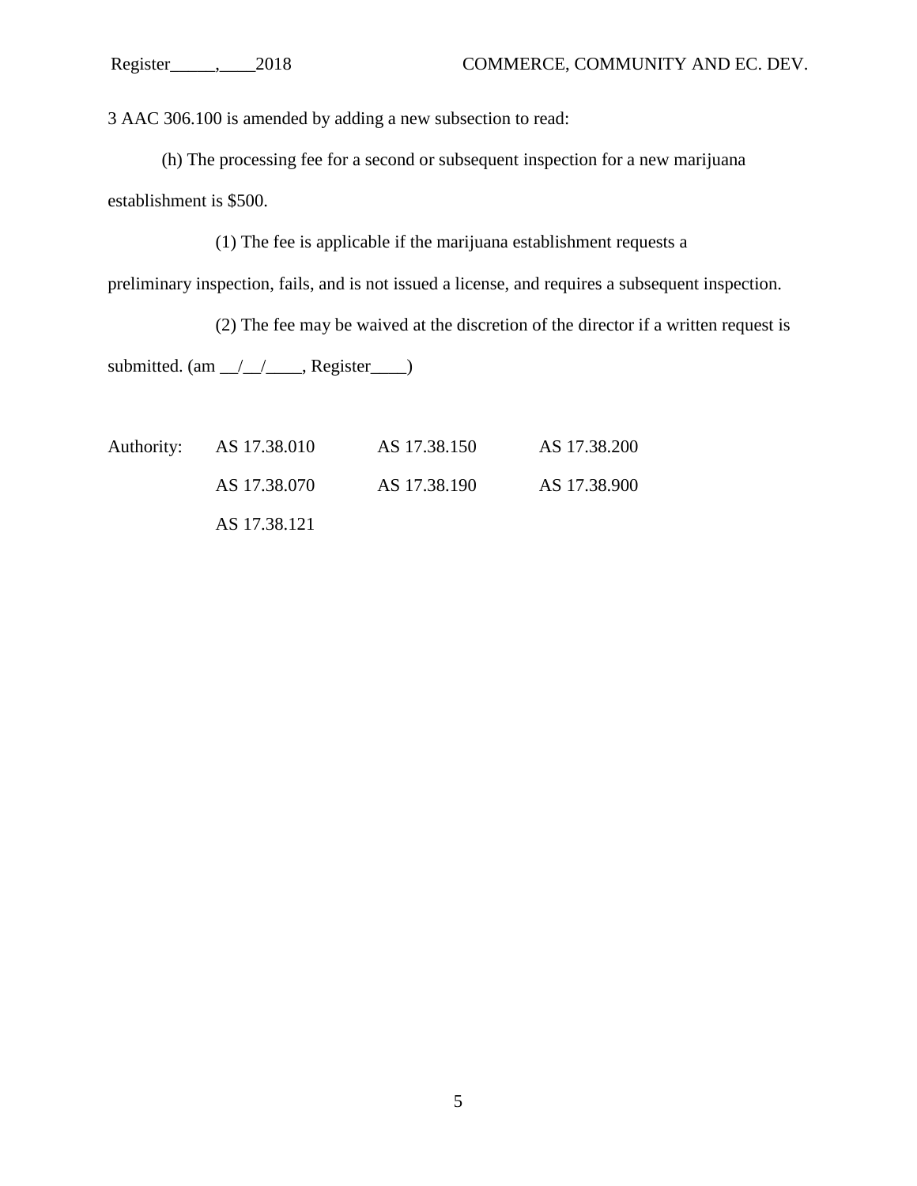3 AAC 306.100 is amended by adding a new subsection to read:

(h) The processing fee for a second or subsequent inspection for a new marijuana establishment is $500.

(1) The fee is applicable if the marijuana establishment requests a preliminary inspection, fails, and is not issued a license, and requires a subsequent inspection.

(2) The fee may be waived at the discretion of the director if a written request is submitted. (am __/__/____, Register____)

| Authority: | AS 17.38.010 | AS 17.38.150 | AS 17.38.200 |
|---|---|---|---|
| | AS 17.38.070 | AS 17.38.190 | AS 17.38.900 |
| | AS 17.38.121 | | |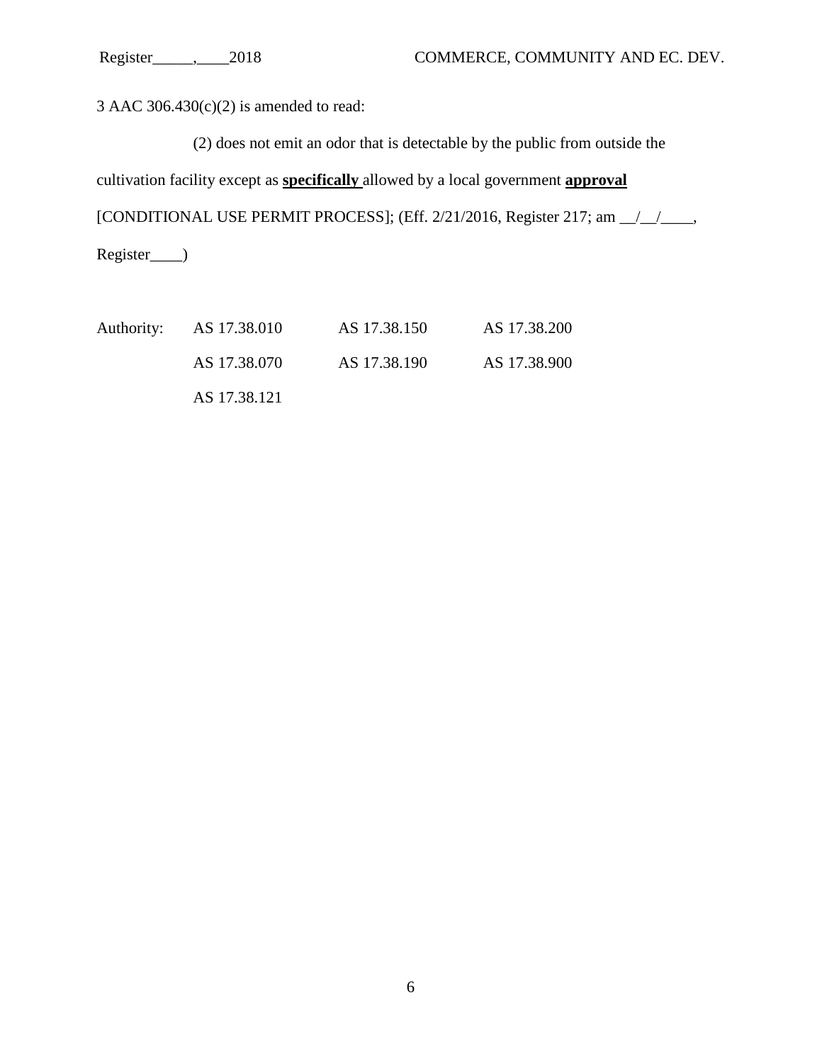3 AAC 306.430(c)(2) is amended to read:

(2) does not emit an odor that is detectable by the public from outside the cultivation facility except as **specifically** allowed by a local government **approval** [CONDITIONAL USE PERMIT PROCESS]; (Eff. 2/21/2016, Register 217; am __/__/____, Register____)

| Authority: | AS 17.38.010 | AS 17.38.150 | AS 17.38.200 |
|---|---|---|---|
| | AS 17.38.070 | AS 17.38.190 | AS 17.38.900 |
| | AS 17.38.121 | | |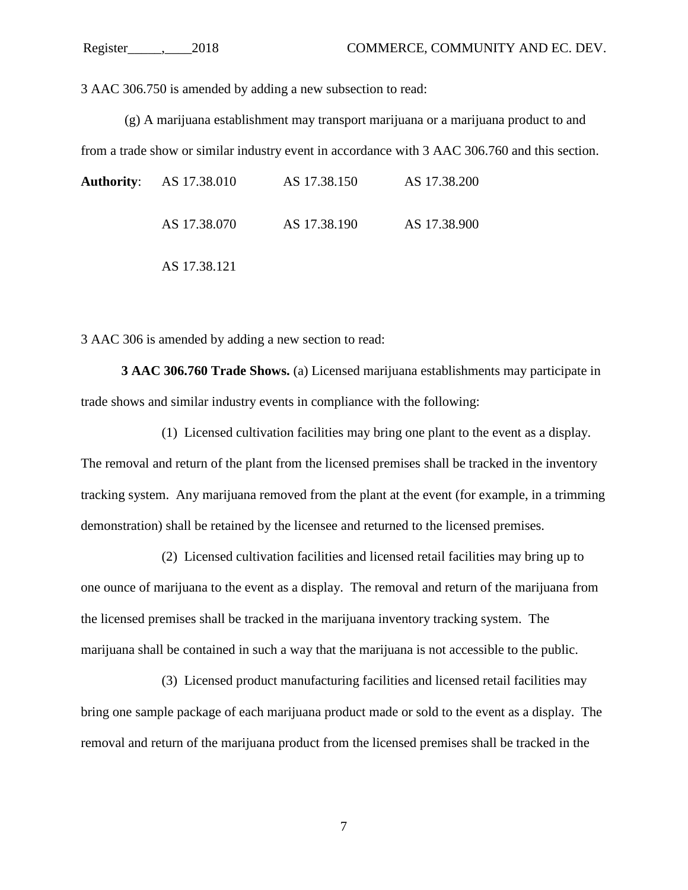3 AAC 306.750 is amended by adding a new subsection to read:

(g) A marijuana establishment may transport marijuana or a marijuana product to and from a trade show or similar industry event in accordance with 3 AAC 306.760 and this section.

| **Authority**: | AS 17.38.010 | AS 17.38.150 | AS 17.38.200 |
|---|---|---|---|
| | AS 17.38.070 | AS 17.38.190 | AS 17.38.900 |
| | AS 17.38.121 | | |

3 AAC 306 is amended by adding a new section to read:

**3 AAC 306.760 Trade Shows.** (a) Licensed marijuana establishments may participate in trade shows and similar industry events in compliance with the following:

(1) Licensed cultivation facilities may bring one plant to the event as a display. The removal and return of the plant from the licensed premises shall be tracked in the inventory tracking system. Any marijuana removed from the plant at the event (for example, in a trimming demonstration) shall be retained by the licensee and returned to the licensed premises.

(2) Licensed cultivation facilities and licensed retail facilities may bring up to one ounce of marijuana to the event as a display. The removal and return of the marijuana from the licensed premises shall be tracked in the marijuana inventory tracking system. The marijuana shall be contained in such a way that the marijuana is not accessible to the public.

(3) Licensed product manufacturing facilities and licensed retail facilities may bring one sample package of each marijuana product made or sold to the event as a display. The removal and return of the marijuana product from the licensed premises shall be tracked in the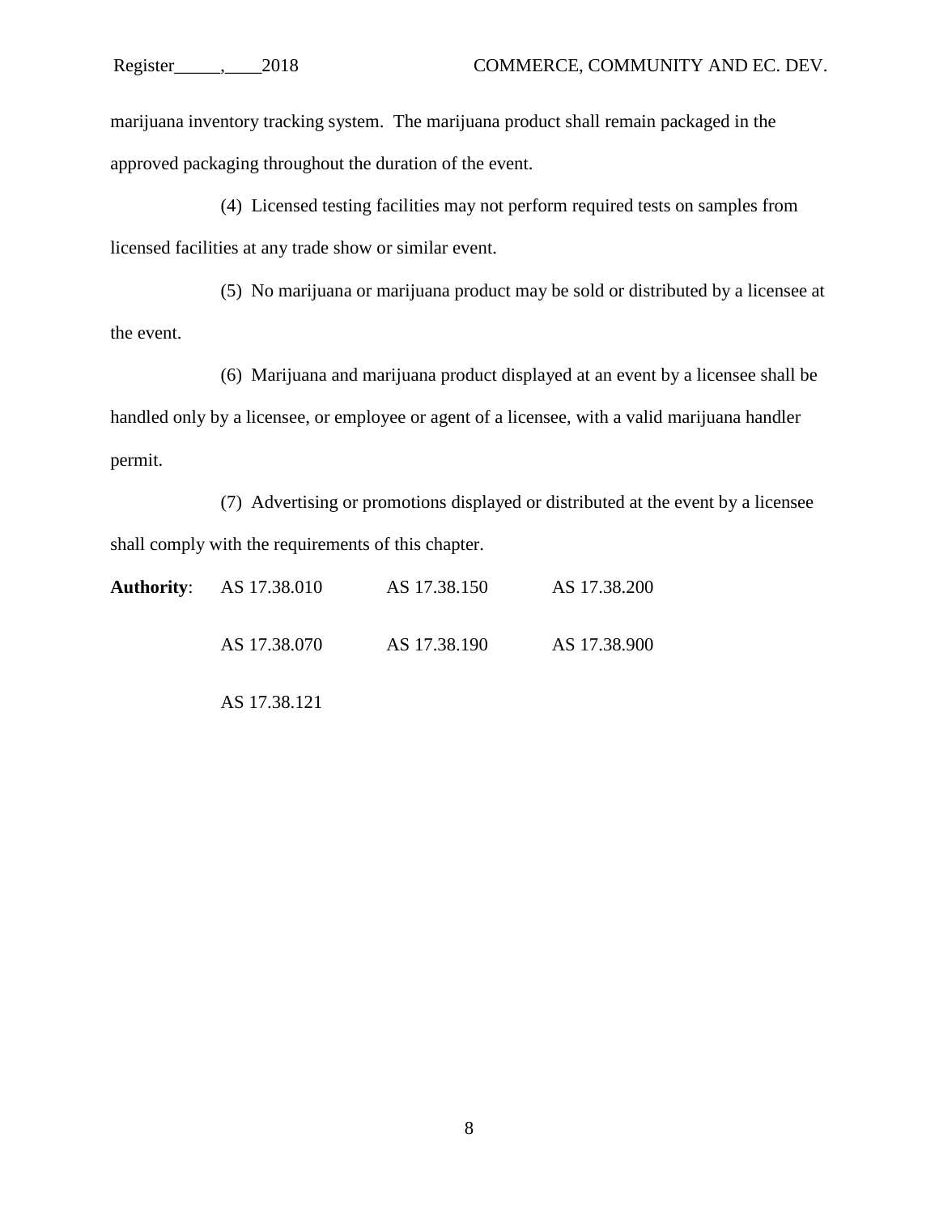marijuana inventory tracking system. The marijuana product shall remain packaged in the approved packaging throughout the duration of the event.

(4) Licensed testing facilities may not perform required tests on samples from licensed facilities at any trade show or similar event.

(5) No marijuana or marijuana product may be sold or distributed by a licensee at the event.

(6) Marijuana and marijuana product displayed at an event by a licensee shall be handled only by a licensee, or employee or agent of a licensee, with a valid marijuana handler permit.

(7) Advertising or promotions displayed or distributed at the event by a licensee shall comply with the requirements of this chapter.

**Authority**: AS 17.38.010 AS 17.38.150 AS 17.38.200

AS 17.38.070 AS 17.38.190 AS 17.38.900

AS 17.38.121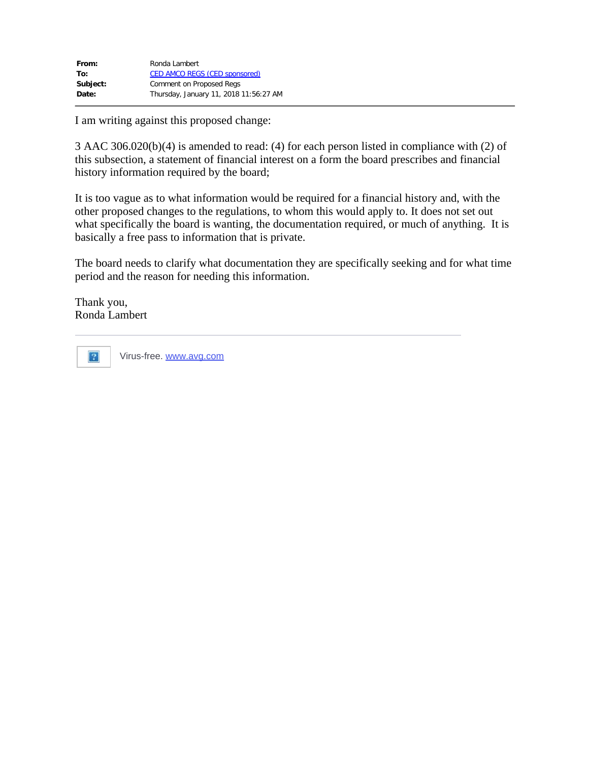**From:** Ronda Lambert
**To:** CED AMCO REGS (CED sponsored)
**Subject:** Comment on Proposed Regs
**Date:** Thursday, January 11, 2018 11:56:27 AM

---

I am writing against this proposed change:

3 AAC 306.020(b)(4) is amended to read: (4) for each person listed in compliance with (2) of this subsection, a statement of financial interest on a form the board prescribes and financial history information required by the board;

It is too vague as to what information would be required for a financial history and, with the other proposed changes to the regulations, to whom this would apply to. It does not set out what specifically the board is wanting, the documentation required, or much of anything. It is basically a free pass to information that is private.

The board needs to clarify what documentation they are specifically seeking and for what time period and the reason for needing this information.

Thank you,
Ronda Lambert

---

Virus-free. www.avg.com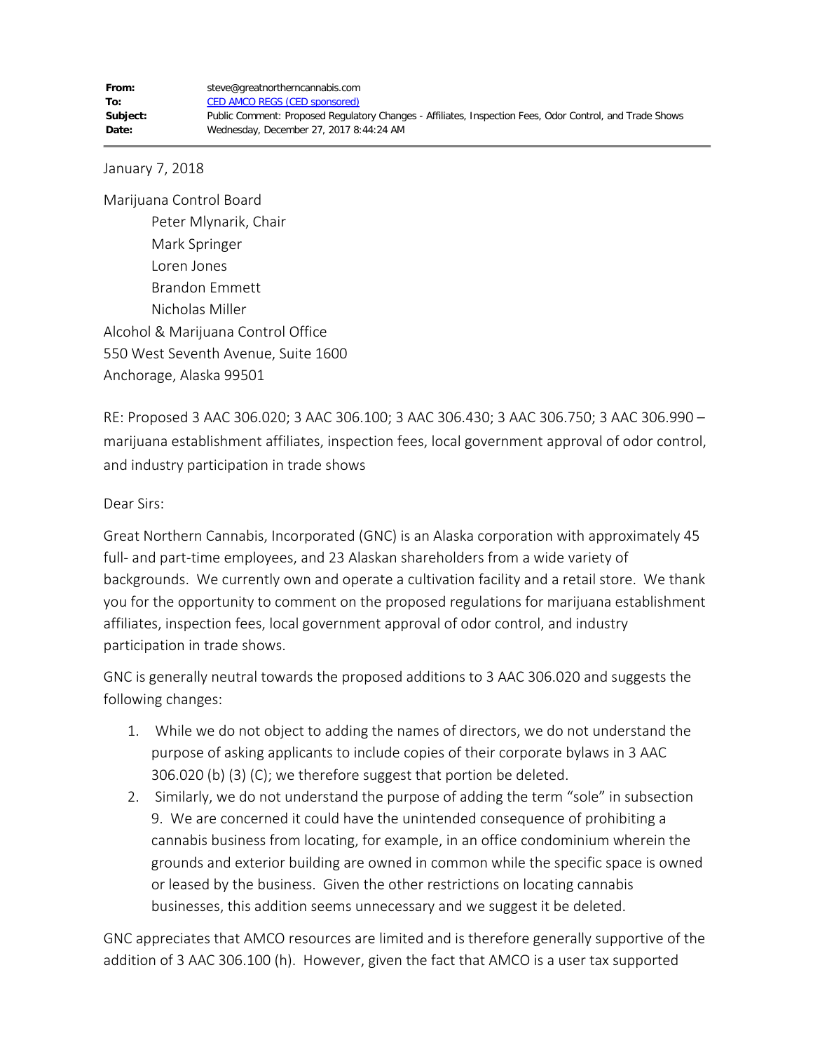| | |
|---|---|
| **From:** | steve@greatnortherncannabis.com |
| **To:** | CED AMCO REGS (CED sponsored) |
| **Subject:** | Public Comment: Proposed Regulatory Changes - Affiliates, Inspection Fees, Odor Control, and Trade Shows |
| **Date:** | Wednesday, December 27, 2017 8:44:24 AM |

January 7, 2018

Marijuana Control Board
Peter Mlynarik, Chair
Mark Springer
Loren Jones
Brandon Emmett
Nicholas Miller
Alcohol & Marijuana Control Office
550 West Seventh Avenue, Suite 1600
Anchorage, Alaska 99501

RE: Proposed 3 AAC 306.020; 3 AAC 306.100; 3 AAC 306.430; 3 AAC 306.750; 3 AAC 306.990 – marijuana establishment affiliates, inspection fees, local government approval of odor control, and industry participation in trade shows

Dear Sirs:

Great Northern Cannabis, Incorporated (GNC) is an Alaska corporation with approximately 45 full- and part-time employees, and 23 Alaskan shareholders from a wide variety of backgrounds. We currently own and operate a cultivation facility and a retail store. We thank you for the opportunity to comment on the proposed regulations for marijuana establishment affiliates, inspection fees, local government approval of odor control, and industry participation in trade shows.

GNC is generally neutral towards the proposed additions to 3 AAC 306.020 and suggests the following changes:

1. While we do not object to adding the names of directors, we do not understand the purpose of asking applicants to include copies of their corporate bylaws in 3 AAC 306.020 (b) (3) (C); we therefore suggest that portion be deleted.
2. Similarly, we do not understand the purpose of adding the term "sole" in subsection 9. We are concerned it could have the unintended consequence of prohibiting a cannabis business from locating, for example, in an office condominium wherein the grounds and exterior building are owned in common while the specific space is owned or leased by the business. Given the other restrictions on locating cannabis businesses, this addition seems unnecessary and we suggest it be deleted.

GNC appreciates that AMCO resources are limited and is therefore generally supportive of the addition of 3 AAC 306.100 (h). However, given the fact that AMCO is a user tax supported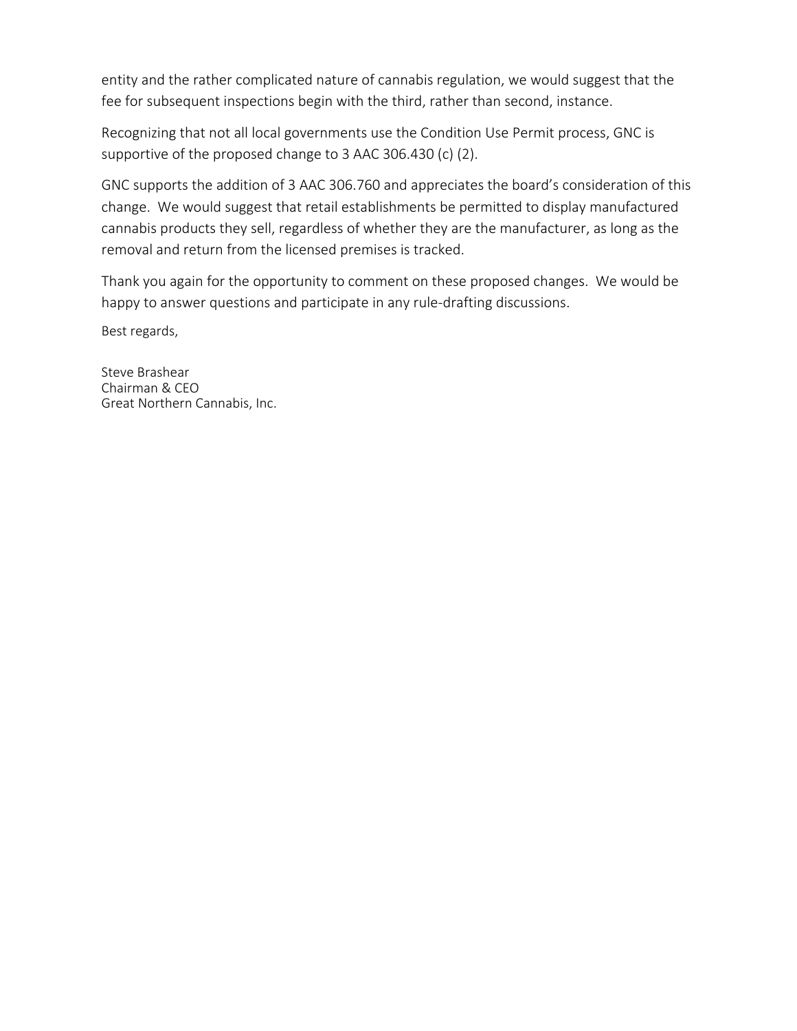entity and the rather complicated nature of cannabis regulation, we would suggest that the fee for subsequent inspections begin with the third, rather than second, instance.

Recognizing that not all local governments use the Condition Use Permit process, GNC is supportive of the proposed change to 3 AAC 306.430 (c) (2).

GNC supports the addition of 3 AAC 306.760 and appreciates the board's consideration of this change. We would suggest that retail establishments be permitted to display manufactured cannabis products they sell, regardless of whether they are the manufacturer, as long as the removal and return from the licensed premises is tracked.

Thank you again for the opportunity to comment on these proposed changes. We would be happy to answer questions and participate in any rule-drafting discussions.

Best regards,

Steve Brashear
Chairman & CEO
Great Northern Cannabis, Inc.